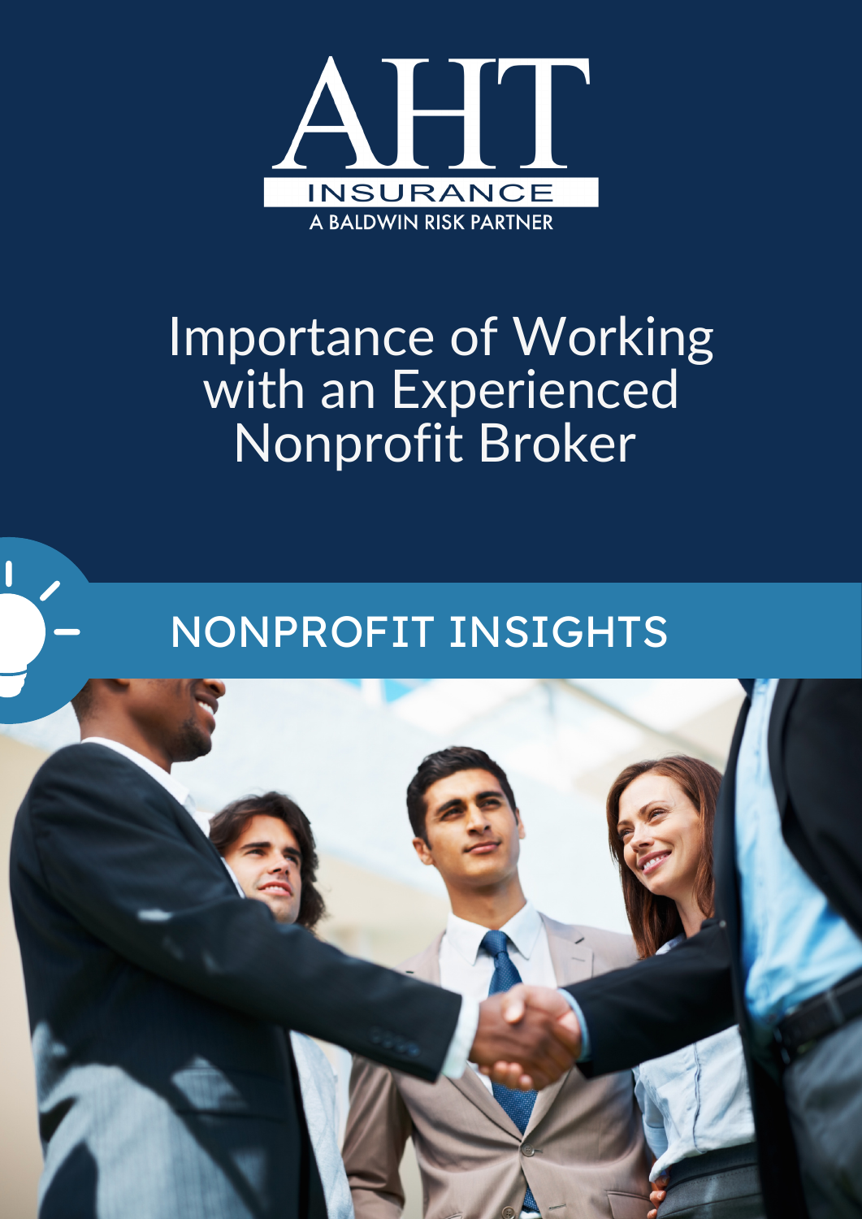AHT

INSURANCE

A BALDWIN RISK PARTNER

# Importance of Working with an Experienced Nonprofit Broker

## NONPROFIT INSIGHTS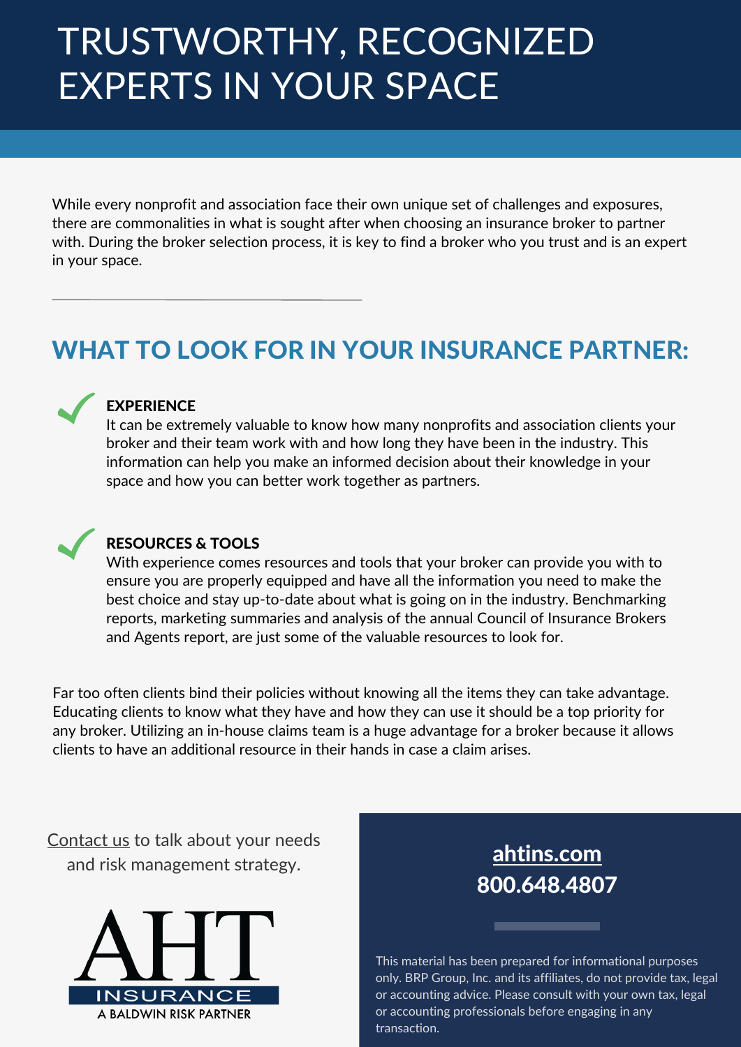# TRUSTWORTHY, RECOGNIZED EXPERTS IN YOUR SPACE

While every nonprofit and association face their own unique set of challenges and exposures, there are commonalities in what is sought after when choosing an insurance broker to partner with. During the broker selection process, it is key to find a broker who you trust and is an expert in your space.

---

## WHAT TO LOOK FOR IN YOUR INSURANCE PARTNER:

**EXPERIENCE**
It can be extremely valuable to know how many nonprofits and association clients your broker and their team work with and how long they have been in the industry. This information can help you make an informed decision about their knowledge in your space and how you can better work together as partners.

**RESOURCES & TOOLS**
With experience comes resources and tools that your broker can provide you with to ensure you are properly equipped and have all the information you need to make the best choice and stay up-to-date about what is going on in the industry. Benchmarking reports, marketing summaries and analysis of the annual Council of Insurance Brokers and Agents report, are just some of the valuable resources to look for.

Far too often clients bind their policies without knowing all the items they can take advantage. Educating clients to know what they have and how they can use it should be a top priority for any broker. Utilizing an in-house claims team is a huge advantage for a broker because it allows clients to have an additional resource in their hands in case a claim arises.

Contact us to talk about your needs and risk management strategy.

AHT INSURANCE
A BALDWIN RISK PARTNER

**ahtins.com**
**800.648.4807**

This material has been prepared for informational purposes only. BRP Group, Inc. and its affiliates, do not provide tax, legal or accounting advice. Please consult with your own tax, legal or accounting professionals before engaging in any transaction.